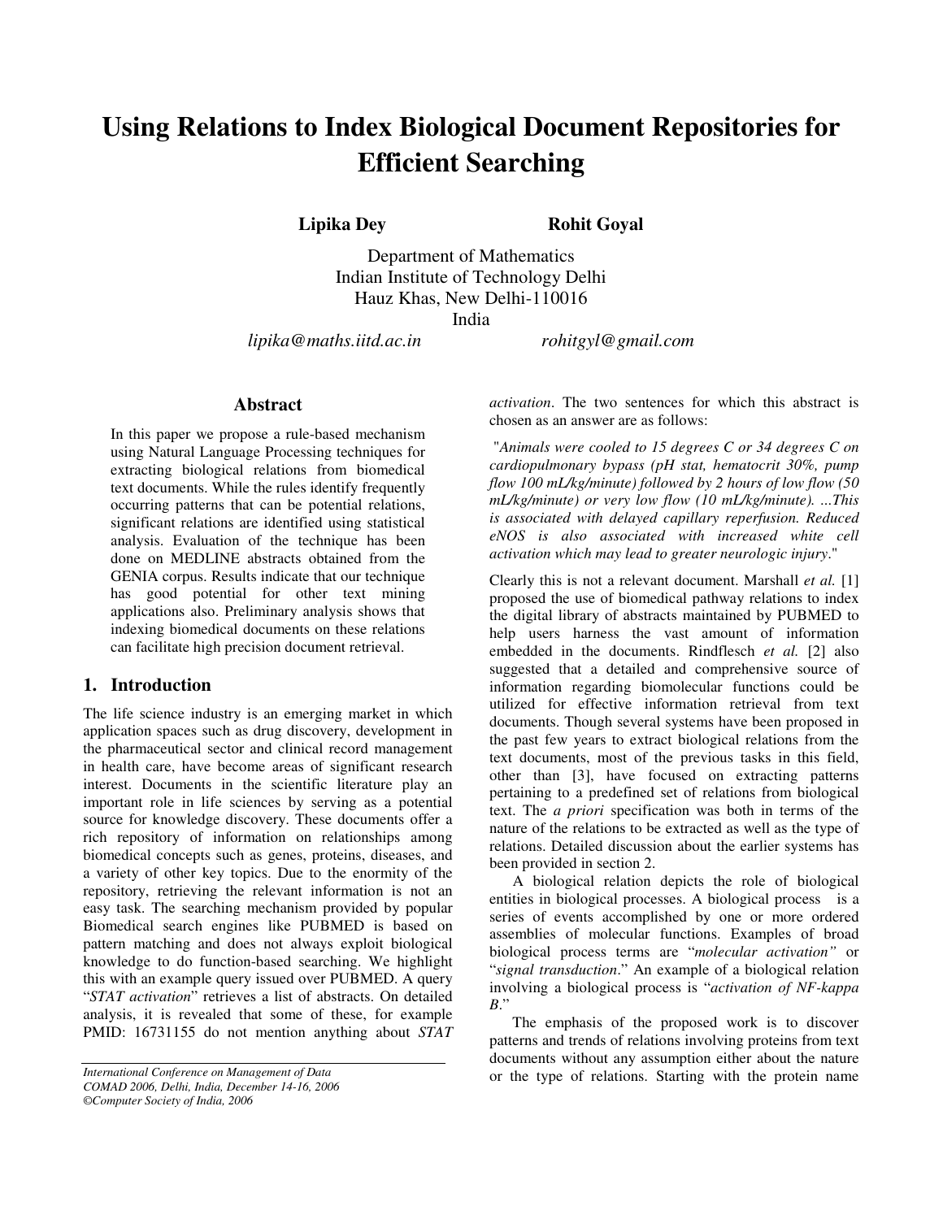# Using Relations to Index Biological Document Repositories for Efficient Searching

**Lipika Dey** **Rohit Goyal**

Department of Mathematics
Indian Institute of Technology Delhi
Hauz Khas, New Delhi-110016
India

*lipika@maths.iitd.ac.in* *rohitgyl@gmail.com*

## Abstract

In this paper we propose a rule-based mechanism using Natural Language Processing techniques for extracting biological relations from biomedical text documents. While the rules identify frequently occurring patterns that can be potential relations, significant relations are identified using statistical analysis. Evaluation of the technique has been done on MEDLINE abstracts obtained from the GENIA corpus. Results indicate that our technique has good potential for other text mining applications also. Preliminary analysis shows that indexing biomedical documents on these relations can facilitate high precision document retrieval.

## 1. Introduction

The life science industry is an emerging market in which application spaces such as drug discovery, development in the pharmaceutical sector and clinical record management in health care, have become areas of significant research interest. Documents in the scientific literature play an important role in life sciences by serving as a potential source for knowledge discovery. These documents offer a rich repository of information on relationships among biomedical concepts such as genes, proteins, diseases, and a variety of other key topics. Due to the enormity of the repository, retrieving the relevant information is not an easy task. The searching mechanism provided by popular Biomedical search engines like PUBMED is based on pattern matching and does not always exploit biological knowledge to do function-based searching. We highlight this with an example query issued over PUBMED. A query "*STAT activation*" retrieves a list of abstracts. On detailed analysis, it is revealed that some of these, for example PMID: 16731155 do not mention anything about *STAT activation*. The two sentences for which this abstract is chosen as an answer are as follows:

"*Animals were cooled to 15 degrees C or 34 degrees C on cardiopulmonary bypass (pH stat, hematocrit 30%, pump flow 100 mL/kg/minute) followed by 2 hours of low flow (50 mL/kg/minute) or very low flow (10 mL/kg/minute). ...This is associated with delayed capillary reperfusion. Reduced eNOS is also associated with increased white cell activation which may lead to greater neurologic injury*."

Clearly this is not a relevant document. Marshall *et al.* [1] proposed the use of biomedical pathway relations to index the digital library of abstracts maintained by PUBMED to help users harness the vast amount of information embedded in the documents. Rindflesch *et al.* [2] also suggested that a detailed and comprehensive source of information regarding biomolecular functions could be utilized for effective information retrieval from text documents. Though several systems have been proposed in the past few years to extract biological relations from the text documents, most of the previous tasks in this field, other than [3], have focused on extracting patterns pertaining to a predefined set of relations from biological text. The *a priori* specification was both in terms of the nature of the relations to be extracted as well as the type of relations. Detailed discussion about the earlier systems has been provided in section 2.

A biological relation depicts the role of biological entities in biological processes. A biological process is a series of events accomplished by one or more ordered assemblies of molecular functions. Examples of broad biological process terms are "*molecular activation*" or "*signal transduction*." An example of a biological relation involving a biological process is "*activation of NF-kappa B*."

The emphasis of the proposed work is to discover patterns and trends of relations involving proteins from text documents without any assumption either about the nature or the type of relations. Starting with the protein name

*International Conference on Management of Data*
*COMAD 2006, Delhi, India, December 14-16, 2006*
*©Computer Society of India, 2006*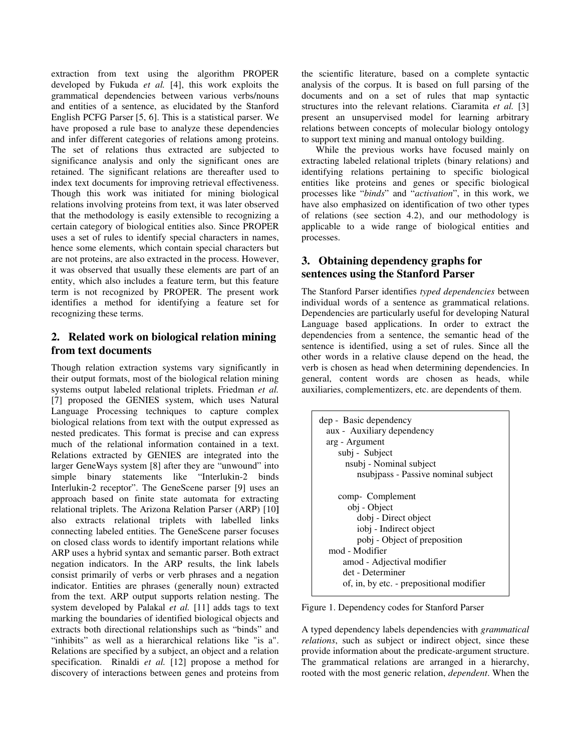extraction from text using the algorithm PROPER developed by Fukuda *et al.* [4], this work exploits the grammatical dependencies between various verbs/nouns and entities of a sentence, as elucidated by the Stanford English PCFG Parser [5, 6]. This is a statistical parser. We have proposed a rule base to analyze these dependencies and infer different categories of relations among proteins. The set of relations thus extracted are subjected to significance analysis and only the significant ones are retained. The significant relations are thereafter used to index text documents for improving retrieval effectiveness. Though this work was initiated for mining biological relations involving proteins from text, it was later observed that the methodology is easily extensible to recognizing a certain category of biological entities also. Since PROPER uses a set of rules to identify special characters in names, hence some elements, which contain special characters but are not proteins, are also extracted in the process. However, it was observed that usually these elements are part of an entity, which also includes a feature term, but this feature term is not recognized by PROPER. The present work identifies a method for identifying a feature set for recognizing these terms.

## 2. Related work on biological relation mining from text documents

Though relation extraction systems vary significantly in their output formats, most of the biological relation mining systems output labeled relational triplets. Friedman *et al.* [7] proposed the GENIES system, which uses Natural Language Processing techniques to capture complex biological relations from text with the output expressed as nested predicates. This format is precise and can express much of the relational information contained in a text. Relations extracted by GENIES are integrated into the larger GeneWays system [8] after they are "unwound" into simple binary statements like "Interlukin-2 binds Interlukin-2 receptor". The GeneScene parser [9] uses an approach based on finite state automata for extracting relational triplets. The Arizona Relation Parser (ARP) [10] also extracts relational triplets with labelled links connecting labeled entities. The GeneScene parser focuses on closed class words to identify important relations while ARP uses a hybrid syntax and semantic parser. Both extract negation indicators. In the ARP results, the link labels consist primarily of verbs or verb phrases and a negation indicator. Entities are phrases (generally noun) extracted from the text. ARP output supports relation nesting. The system developed by Palakal *et al.* [11] adds tags to text marking the boundaries of identified biological objects and extracts both directional relationships such as "binds" and "inhibits" as well as a hierarchical relations like "is a". Relations are specified by a subject, an object and a relation specification. Rinaldi *et al.* [12] propose a method for discovery of interactions between genes and proteins from the scientific literature, based on a complete syntactic analysis of the corpus. It is based on full parsing of the documents and on a set of rules that map syntactic structures into the relevant relations. Ciaramita *et al.* [3] present an unsupervised model for learning arbitrary relations between concepts of molecular biology ontology to support text mining and manual ontology building.

While the previous works have focused mainly on extracting labeled relational triplets (binary relations) and identifying relations pertaining to specific biological entities like proteins and genes or specific biological processes like "*binds*" and "*activation*", in this work, we have also emphasized on identification of two other types of relations (see section 4.2), and our methodology is applicable to a wide range of biological entities and processes.

## 3. Obtaining dependency graphs for sentences using the Stanford Parser

The Stanford Parser identifies *typed dependencies* between individual words of a sentence as grammatical relations. Dependencies are particularly useful for developing Natural Language based applications. In order to extract the dependencies from a sentence, the semantic head of the sentence is identified, using a set of rules. Since all the other words in a relative clause depend on the head, the verb is chosen as head when determining dependencies. In general, content words are chosen as heads, while auxiliaries, complementizers, etc. are dependents of them.

```
dep - Basic dependency
  aux - Auxiliary dependency
  arg - Argument
      subj - Subject
        nsubj - Nominal subject
            nsubjpass - Passive nominal subject

      comp- Complement
         obj - Object
            dobj - Direct object
            iobj - Indirect object
            pobj - Object of preposition
   mod - Modifier
       amod - Adjectival modifier
       det - Determiner
       of, in, by etc. - prepositional modifier
```

Figure 1. Dependency codes for Stanford Parser

A typed dependency labels dependencies with *grammatical relations*, such as subject or indirect object, since these provide information about the predicate-argument structure. The grammatical relations are arranged in a hierarchy, rooted with the most generic relation, *dependent*. When the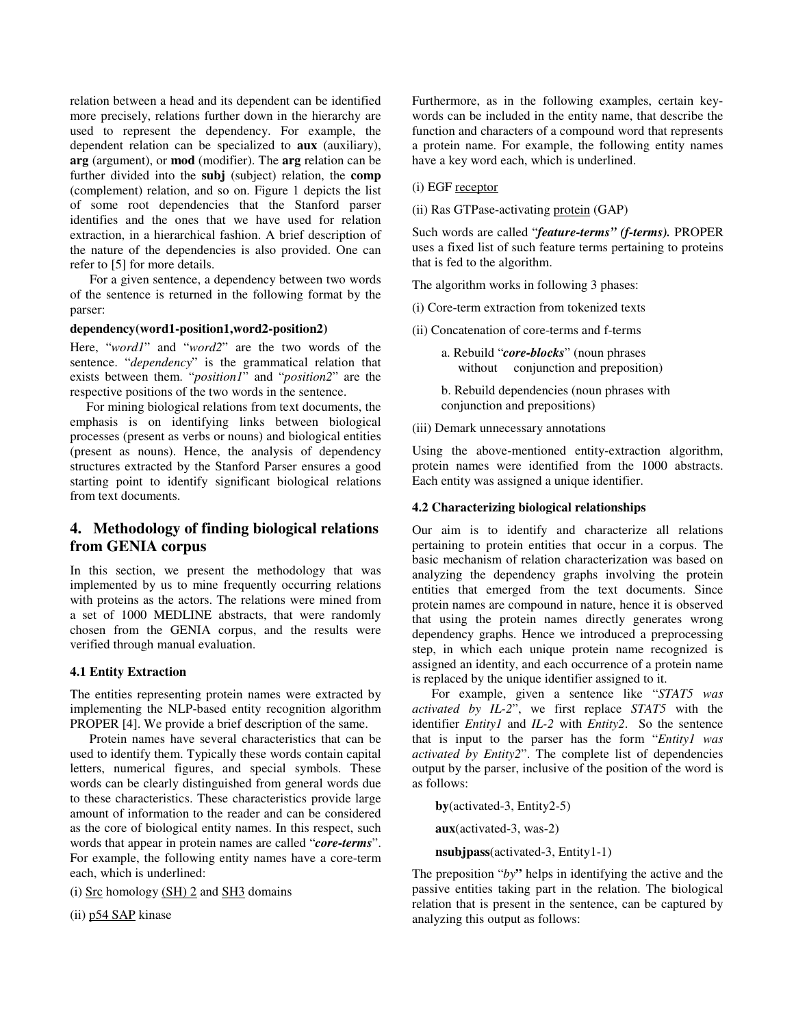relation between a head and its dependent can be identified more precisely, relations further down in the hierarchy are used to represent the dependency. For example, the dependent relation can be specialized to **aux** (auxiliary), **arg** (argument), or **mod** (modifier). The **arg** relation can be further divided into the **subj** (subject) relation, the **comp** (complement) relation, and so on. Figure 1 depicts the list of some root dependencies that the Stanford parser identifies and the ones that we have used for relation extraction, in a hierarchical fashion. A brief description of the nature of the dependencies is also provided. One can refer to [5] for more details.

For a given sentence, a dependency between two words of the sentence is returned in the following format by the parser:

**dependency(word1-position1,word2-position2)**

Here, "*word1*" and "*word2*" are the two words of the sentence. "*dependency*" is the grammatical relation that exists between them. "*position1*" and "*position2*" are the respective positions of the two words in the sentence.

For mining biological relations from text documents, the emphasis is on identifying links between biological processes (present as verbs or nouns) and biological entities (present as nouns). Hence, the analysis of dependency structures extracted by the Stanford Parser ensures a good starting point to identify significant biological relations from text documents.

## 4. Methodology of finding biological relations from GENIA corpus

In this section, we present the methodology that was implemented by us to mine frequently occurring relations with proteins as the actors. The relations were mined from a set of 1000 MEDLINE abstracts, that were randomly chosen from the GENIA corpus, and the results were verified through manual evaluation.

### 4.1 Entity Extraction

The entities representing protein names were extracted by implementing the NLP-based entity recognition algorithm PROPER [4]. We provide a brief description of the same.

Protein names have several characteristics that can be used to identify them. Typically these words contain capital letters, numerical figures, and special symbols. These words can be clearly distinguished from general words due to these characteristics. These characteristics provide large amount of information to the reader and can be considered as the core of biological entity names. In this respect, such words that appear in protein names are called "***core-terms***". For example, the following entity names have a core-term each, which is underlined:

(i) <u>Src</u> homology <u>(SH) 2</u> and <u>SH3</u> domains

(ii) <u>p54 SAP</u> kinase

Furthermore, as in the following examples, certain keywords can be included in the entity name, that describe the function and characters of a compound word that represents a protein name. For example, the following entity names have a key word each, which is underlined.

(i) EGF <u>receptor</u>

(ii) Ras GTPase-activating <u>protein</u> (GAP)

Such words are called "***feature-terms" (f-terms).*** PROPER uses a fixed list of such feature terms pertaining to proteins that is fed to the algorithm.

The algorithm works in following 3 phases:

(i) Core-term extraction from tokenized texts

(ii) Concatenation of core-terms and f-terms

a. Rebuild "***core-blocks***" (noun phrases without conjunction and preposition)

b. Rebuild dependencies (noun phrases with conjunction and prepositions)

(iii) Demark unnecessary annotations

Using the above-mentioned entity-extraction algorithm, protein names were identified from the 1000 abstracts. Each entity was assigned a unique identifier.

### 4.2 Characterizing biological relationships

Our aim is to identify and characterize all relations pertaining to protein entities that occur in a corpus. The basic mechanism of relation characterization was based on analyzing the dependency graphs involving the protein entities that emerged from the text documents. Since protein names are compound in nature, hence it is observed that using the protein names directly generates wrong dependency graphs. Hence we introduced a preprocessing step, in which each unique protein name recognized is assigned an identity, and each occurrence of a protein name is replaced by the unique identifier assigned to it.

For example, given a sentence like "*STAT5 was activated by IL-2*", we first replace *STAT5* with the identifier *Entity1* and *IL-2* with *Entity2*. So the sentence that is input to the parser has the form "*Entity1 was activated by Entity2*". The complete list of dependencies output by the parser, inclusive of the position of the word is as follows:

**by**(activated-3, Entity2-5)

**aux**(activated-3, was-2)

**nsubjpass**(activated-3, Entity1-1)

The preposition "*by*" helps in identifying the active and the passive entities taking part in the relation. The biological relation that is present in the sentence, can be captured by analyzing this output as follows: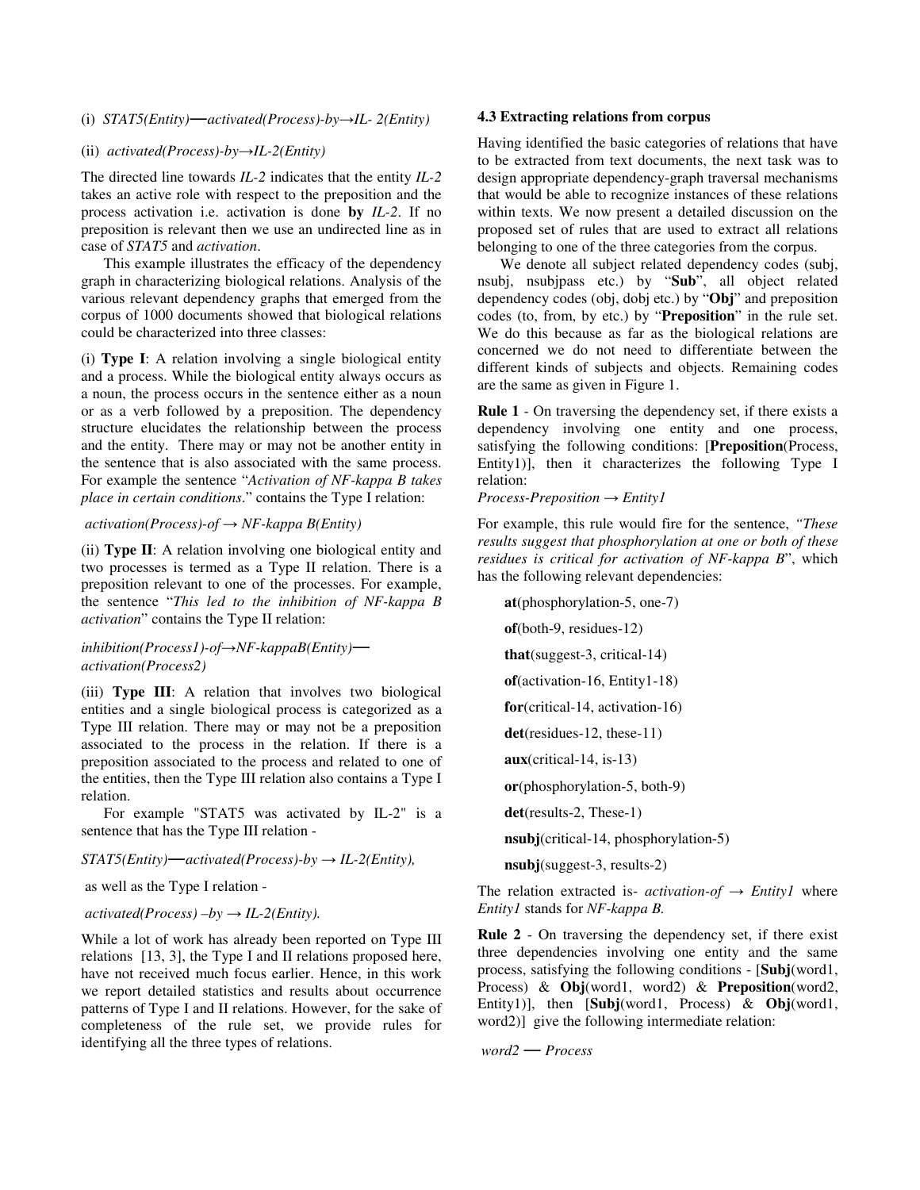(i) *STAT5(Entity)—activated(Process)-by→IL- 2(Entity)*

(ii) *activated(Process)-by→IL-2(Entity)*

The directed line towards *IL-2* indicates that the entity *IL-2* takes an active role with respect to the preposition and the process activation i.e. activation is done **by** *IL-2*. If no preposition is relevant then we use an undirected line as in case of *STAT5* and *activation*.

This example illustrates the efficacy of the dependency graph in characterizing biological relations. Analysis of the various relevant dependency graphs that emerged from the corpus of 1000 documents showed that biological relations could be characterized into three classes:

(i) **Type I**: A relation involving a single biological entity and a process. While the biological entity always occurs as a noun, the process occurs in the sentence either as a noun or as a verb followed by a preposition. The dependency structure elucidates the relationship between the process and the entity. There may or may not be another entity in the sentence that is also associated with the same process. For example the sentence "*Activation of NF-kappa B takes place in certain conditions*." contains the Type I relation:

*activation(Process)-of → NF-kappa B(Entity)*

(ii) **Type II**: A relation involving one biological entity and two processes is termed as a Type II relation. There is a preposition relevant to one of the processes. For example, the sentence "*This led to the inhibition of NF-kappa B activation*" contains the Type II relation:

*inhibition(Process1)-of→NF-kappaB(Entity)—activation(Process2)*

(iii) **Type III**: A relation that involves two biological entities and a single biological process is categorized as a Type III relation. There may or may not be a preposition associated to the process in the relation. If there is a preposition associated to the process and related to one of the entities, then the Type III relation also contains a Type I relation.

For example "STAT5 was activated by IL-2" is a sentence that has the Type III relation -

*STAT5(Entity)—activated(Process)-by → IL-2(Entity),*

as well as the Type I relation -

*activated(Process) –by → IL-2(Entity).*

While a lot of work has already been reported on Type III relations [13, 3], the Type I and II relations proposed here, have not received much focus earlier. Hence, in this work we report detailed statistics and results about occurrence patterns of Type I and II relations. However, for the sake of completeness of the rule set, we provide rules for identifying all the three types of relations.

### 4.3 Extracting relations from corpus

Having identified the basic categories of relations that have to be extracted from text documents, the next task was to design appropriate dependency-graph traversal mechanisms that would be able to recognize instances of these relations within texts. We now present a detailed discussion on the proposed set of rules that are used to extract all relations belonging to one of the three categories from the corpus.

We denote all subject related dependency codes (subj, nsubj, nsubjpass etc.) by "**Sub**", all object related dependency codes (obj, dobj etc.) by "**Obj**" and preposition codes (to, from, by etc.) by "**Preposition**" in the rule set. We do this because as far as the biological relations are concerned we do not need to differentiate between the different kinds of subjects and objects. Remaining codes are the same as given in Figure 1.

**Rule 1** - On traversing the dependency set, if there exists a dependency involving one entity and one process, satisfying the following conditions: [**Preposition**(Process, Entity1)], then it characterizes the following Type I relation:

*Process-Preposition → Entity1*

For example, this rule would fire for the sentence, *"These results suggest that phosphorylation at one or both of these residues is critical for activation of NF-kappa B*", which has the following relevant dependencies:

**at**(phosphorylation-5, one-7)

**of**(both-9, residues-12)

**that**(suggest-3, critical-14)

**of**(activation-16, Entity1-18)

**for**(critical-14, activation-16)

**det**(residues-12, these-11)

**aux**(critical-14, is-13)

**or**(phosphorylation-5, both-9)

**det**(results-2, These-1)

**nsubj**(critical-14, phosphorylation-5)

**nsubj**(suggest-3, results-2)

The relation extracted is- *activation-of → Entity1* where *Entity1* stands for *NF-kappa B.*

**Rule 2** - On traversing the dependency set, if there exist three dependencies involving one entity and the same process, satisfying the following conditions - [**Subj**(word1, Process) & **Obj**(word1, word2) & **Preposition**(word2, Entity1)], then [**Subj**(word1, Process) & **Obj**(word1, word2)] give the following intermediate relation:

*word2 — Process*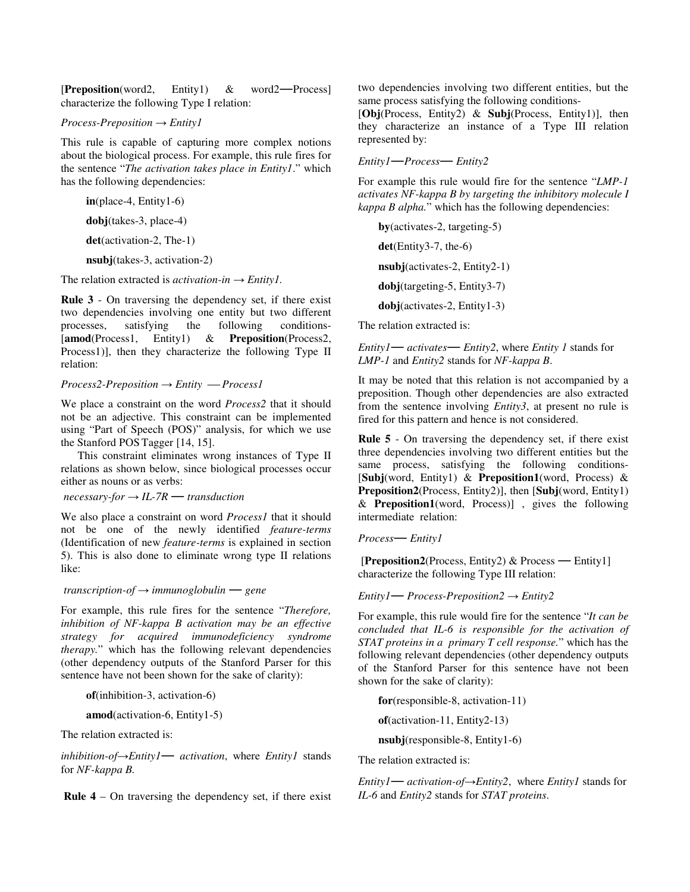[**Preposition**(word2, Entity1) & word2—Process] characterize the following Type I relation:

*Process-Preposition → Entity1*

This rule is capable of capturing more complex notions about the biological process. For example, this rule fires for the sentence "*The activation takes place in Entity1*." which has the following dependencies:

**in**(place-4, Entity1-6)

**dobj**(takes-3, place-4)

**det**(activation-2, The-1)

**nsubj**(takes-3, activation-2)

The relation extracted is *activation-in → Entity1*.

**Rule 3** - On traversing the dependency set, if there exist two dependencies involving one entity but two different processes, satisfying the following conditions- [**amod**(Process1, Entity1) & **Preposition**(Process2, Process1)], then they characterize the following Type II relation:

*Process2-Preposition → Entity —Process1*

We place a constraint on the word *Process2* that it should not be an adjective. This constraint can be implemented using "Part of Speech (POS)" analysis, for which we use the Stanford POS Tagger [14, 15].

This constraint eliminates wrong instances of Type II relations as shown below, since biological processes occur either as nouns or as verbs:

*necessary-for → IL-7R — transduction*

We also place a constraint on word *Process1* that it should not be one of the newly identified *feature-terms* (Identification of new *feature-terms* is explained in section 5). This is also done to eliminate wrong type II relations like:

*transcription-of → immunoglobulin — gene*

For example, this rule fires for the sentence "*Therefore, inhibition of NF-kappa B activation may be an effective strategy for acquired immunodeficiency syndrome therapy.*" which has the following relevant dependencies (other dependency outputs of the Stanford Parser for this sentence have not been shown for the sake of clarity):

**of**(inhibition-3, activation-6)

**amod**(activation-6, Entity1-5)

The relation extracted is:

*inhibition-of→Entity1— activation*, where *Entity1* stands for *NF-kappa B.*

**Rule 4** – On traversing the dependency set, if there exist two dependencies involving two different entities, but the same process satisfying the following conditions- [**Obj**(Process, Entity2) & **Subj**(Process, Entity1)], then they characterize an instance of a Type III relation represented by:

*Entity1—Process— Entity2*

For example this rule would fire for the sentence "*LMP-1 activates NF-kappa B by targeting the inhibitory molecule I kappa B alpha.*" which has the following dependencies:

**by**(activates-2, targeting-5)

**det**(Entity3-7, the-6)

**nsubj**(activates-2, Entity2-1)

**dobj**(targeting-5, Entity3-7)

**dobj**(activates-2, Entity1-3)

The relation extracted is:

*Entity1— activates— Entity2*, where *Entity 1* stands for *LMP-1* and *Entity2* stands for *NF-kappa B*.

It may be noted that this relation is not accompanied by a preposition. Though other dependencies are also extracted from the sentence involving *Entity3*, at present no rule is fired for this pattern and hence is not considered.

**Rule 5** - On traversing the dependency set, if there exist three dependencies involving two different entities but the same process, satisfying the following conditions- [**Subj**(word, Entity1) & **Preposition1**(word, Process) & **Preposition2**(Process, Entity2)], then [**Subj**(word, Entity1) & **Preposition1**(word, Process)] , gives the following intermediate relation:

*Process— Entity1*

[**Preposition2**(Process, Entity2) & Process — Entity1] characterize the following Type III relation:

*Entity1— Process-Preposition2 → Entity2*

For example, this rule would fire for the sentence "*It can be concluded that IL-6 is responsible for the activation of STAT proteins in a primary T cell response.*" which has the following relevant dependencies (other dependency outputs of the Stanford Parser for this sentence have not been shown for the sake of clarity):

**for**(responsible-8, activation-11)

**of**(activation-11, Entity2-13)

**nsubj**(responsible-8, Entity1-6)

The relation extracted is:

*Entity1— activation-of→Entity2*, where *Entity1* stands for *IL-6* and *Entity2* stands for *STAT proteins*.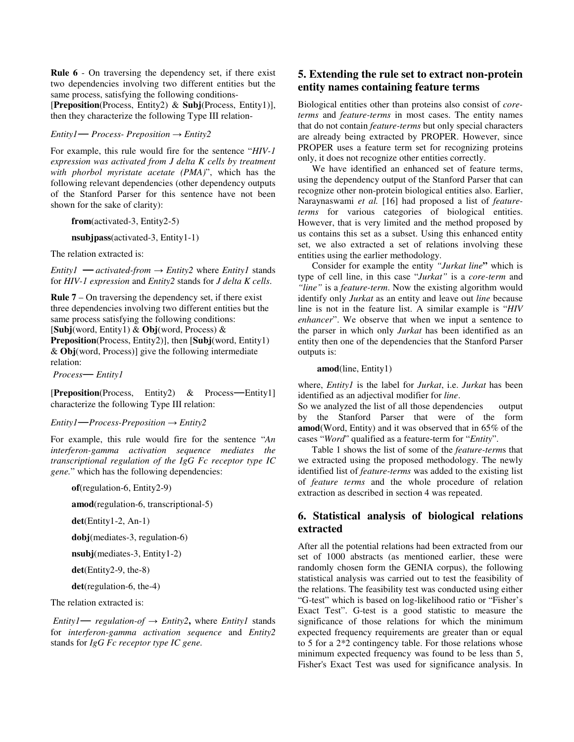**Rule 6** - On traversing the dependency set, if there exist two dependencies involving two different entities but the same process, satisfying the following conditions- [**Preposition**(Process, Entity2) & **Subj**(Process, Entity1)], then they characterize the following Type III relation-

*Entity1*— *Process- Preposition* → *Entity2*

For example, this rule would fire for the sentence "*HIV-1 expression was activated from J delta K cells by treatment with phorbol myristate acetate (PMA)*", which has the following relevant dependencies (other dependency outputs of the Stanford Parser for this sentence have not been shown for the sake of clarity):

**from**(activated-3, Entity2-5)

**nsubjpass**(activated-3, Entity1-1)

The relation extracted is:

*Entity1* — *activated-from* → *Entity2* where *Entity1* stands for *HIV-1 expression* and *Entity2* stands for *J delta K cells*.

**Rule 7** – On traversing the dependency set, if there exist three dependencies involving two different entities but the same process satisfying the following conditions: [**Subj**(word, Entity1) & **Obj**(word, Process) & **Preposition**(Process, Entity2)], then [**Subj**(word, Entity1) & **Obj**(word, Process)] give the following intermediate relation:

*Process*— *Entity1*

[**Preposition**(Process, Entity2) & Process—Entity1] characterize the following Type III relation:

*Entity1*—*Process-Preposition* → *Entity2*

For example, this rule would fire for the sentence "*An interferon-gamma activation sequence mediates the transcriptional regulation of the IgG Fc receptor type IC gene.*" which has the following dependencies:

**of**(regulation-6, Entity2-9)

**amod**(regulation-6, transcriptional-5)

**det**(Entity1-2, An-1)

**dobj**(mediates-3, regulation-6)

**nsubj**(mediates-3, Entity1-2)

**det**(Entity2-9, the-8)

**det**(regulation-6, the-4)

The relation extracted is:

*Entity1*— *regulation-of* → *Entity2*, where *Entity1* stands for *interferon-gamma activation sequence* and *Entity2* stands for *IgG Fc receptor type IC gene.*

## 5. Extending the rule set to extract non-protein entity names containing feature terms

Biological entities other than proteins also consist of *core-terms* and *feature-terms* in most cases. The entity names that do not contain *feature-terms* but only special characters are already being extracted by PROPER. However, since PROPER uses a feature term set for recognizing proteins only, it does not recognize other entities correctly.

We have identified an enhanced set of feature terms, using the dependency output of the Stanford Parser that can recognize other non-protein biological entities also. Earlier, Naraynaswami *et al.* [16] had proposed a list of *feature-terms* for various categories of biological entities. However, that is very limited and the method proposed by us contains this set as a subset. Using this enhanced entity set, we also extracted a set of relations involving these entities using the earlier methodology.

Consider for example the entity *"Jurkat line"* which is type of cell line, in this case "*Jurkat"* is a *core-term* and *"line"* is a *feature-term*. Now the existing algorithm would identify only *Jurkat* as an entity and leave out *line* because line is not in the feature list. A similar example is "*HIV enhancer*". We observe that when we input a sentence to the parser in which only *Jurkat* has been identified as an entity then one of the dependencies that the Stanford Parser outputs is:

**amod**(line, Entity1)

where, *Entity1* is the label for *Jurkat*, i.e. *Jurkat* has been identified as an adjectival modifier for *line*.

So we analyzed the list of all those dependencies output by the Stanford Parser that were of the form **amod**(Word, Entity) and it was observed that in 65% of the cases "*Word*" qualified as a feature-term for "*Entity*".

Table 1 shows the list of some of the *feature-term*s that we extracted using the proposed methodology. The newly identified list of *feature-terms* was added to the existing list of *feature terms* and the whole procedure of relation extraction as described in section 4 was repeated.

## 6. Statistical analysis of biological relations extracted

After all the potential relations had been extracted from our set of 1000 abstracts (as mentioned earlier, these were randomly chosen form the GENIA corpus), the following statistical analysis was carried out to test the feasibility of the relations. The feasibility test was conducted using either "G-test" which is based on log-likelihood ratio or "Fisher's Exact Test". G-test is a good statistic to measure the significance of those relations for which the minimum expected frequency requirements are greater than or equal to 5 for a 2*2 contingency table. For those relations whose minimum expected frequency was found to be less than 5, Fisher's Exact Test was used for significance analysis. In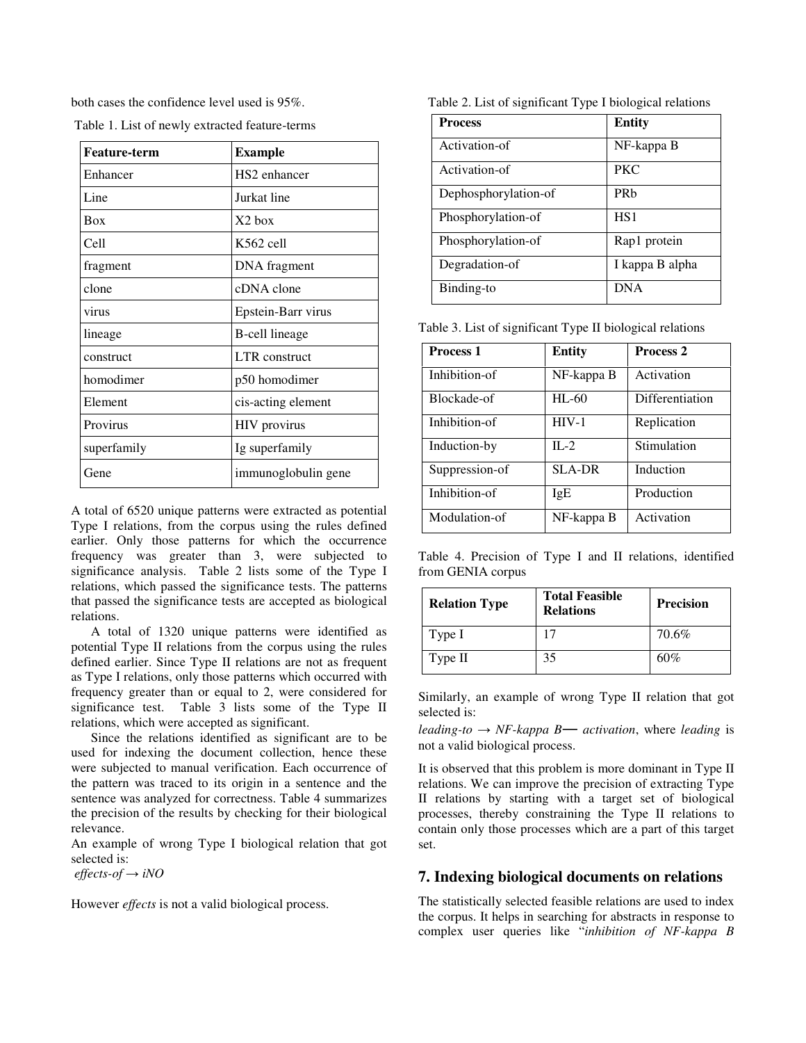both cases the confidence level used is 95%.

Table 1. List of newly extracted feature-terms

| Feature-term | Example |
|---|---|
| Enhancer | HS2 enhancer |
| Line | Jurkat line |
| Box | X2 box |
| Cell | K562 cell |
| fragment | DNA fragment |
| clone | cDNA clone |
| virus | Epstein-Barr virus |
| lineage | B-cell lineage |
| construct | LTR construct |
| homodimer | p50 homodimer |
| Element | cis-acting element |
| Provirus | HIV provirus |
| superfamily | Ig superfamily |
| Gene | immunoglobulin gene |

A total of 6520 unique patterns were extracted as potential Type I relations, from the corpus using the rules defined earlier. Only those patterns for which the occurrence frequency was greater than 3, were subjected to significance analysis. Table 2 lists some of the Type I relations, which passed the significance tests. The patterns that passed the significance tests are accepted as biological relations.

A total of 1320 unique patterns were identified as potential Type II relations from the corpus using the rules defined earlier. Since Type II relations are not as frequent as Type I relations, only those patterns which occurred with frequency greater than or equal to 2, were considered for significance test. Table 3 lists some of the Type II relations, which were accepted as significant.

Since the relations identified as significant are to be used for indexing the document collection, hence these were subjected to manual verification. Each occurrence of the pattern was traced to its origin in a sentence and the sentence was analyzed for correctness. Table 4 summarizes the precision of the results by checking for their biological relevance.

An example of wrong Type I biological relation that got selected is:

*effects-of → iNO*

However *effects* is not a valid biological process.

Table 2. List of significant Type I biological relations

| Process | Entity |
|---|---|
| Activation-of | NF-kappa B |
| Activation-of | PKC |
| Dephosphorylation-of | PRb |
| Phosphorylation-of | HS1 |
| Phosphorylation-of | Rap1 protein |
| Degradation-of | I kappa B alpha |
| Binding-to | DNA |

Table 3. List of significant Type II biological relations

| Process 1 | Entity | Process 2 |
|---|---|---|
| Inhibition-of | NF-kappa B | Activation |
| Blockade-of | HL-60 | Differentiation |
| Inhibition-of | HIV-1 | Replication |
| Induction-by | IL-2 | Stimulation |
| Suppression-of | SLA-DR | Induction |
| Inhibition-of | IgE | Production |
| Modulation-of | NF-kappa B | Activation |

Table 4. Precision of Type I and II relations, identified from GENIA corpus

| Relation Type | Total Feasible Relations | Precision |
|---|---|---|
| Type I | 17 | 70.6% |
| Type II | 35 | 60% |

Similarly, an example of wrong Type II relation that got selected is:

*leading-to → NF-kappa B— activation*, where *leading* is not a valid biological process.

It is observed that this problem is more dominant in Type II relations. We can improve the precision of extracting Type II relations by starting with a target set of biological processes, thereby constraining the Type II relations to contain only those processes which are a part of this target set.

## 7. Indexing biological documents on relations

The statistically selected feasible relations are used to index the corpus. It helps in searching for abstracts in response to complex user queries like "*inhibition of NF-kappa B*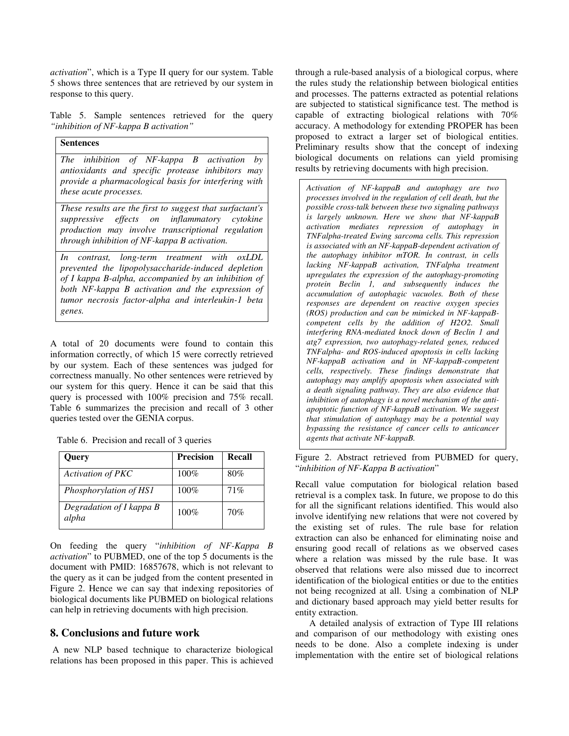*activation*", which is a Type II query for our system. Table 5 shows three sentences that are retrieved by our system in response to this query.

Table 5. Sample sentences retrieved for the query *"inhibition of NF-kappa B activation"*

| **Sentences** |
| --- |
| *The inhibition of NF-kappa B activation by antioxidants and specific protease inhibitors may provide a pharmacological basis for interfering with these acute processes.* |
| *These results are the first to suggest that surfactant's suppressive effects on inflammatory cytokine production may involve transcriptional regulation through inhibition of NF-kappa B activation.* |
| *In contrast, long-term treatment with oxLDL prevented the lipopolysaccharide-induced depletion of I kappa B-alpha, accompanied by an inhibition of both NF-kappa B activation and the expression of tumor necrosis factor-alpha and interleukin-1 beta genes.* |

A total of 20 documents were found to contain this information correctly, of which 15 were correctly retrieved by our system. Each of these sentences was judged for correctness manually. No other sentences were retrieved by our system for this query. Hence it can be said that this query is processed with 100% precision and 75% recall. Table 6 summarizes the precision and recall of 3 other queries tested over the GENIA corpus.

Table 6. Precision and recall of 3 queries

| **Query** | **Precision** | **Recall** |
| --- | --- | --- |
| *Activation of PKC* | 100% | 80% |
| *Phosphorylation of HS1* | 100% | 71% |
| *Degradation of I kappa B alpha* | 100% | 70% |

On feeding the query "*inhibition of NF-Kappa B activation*" to PUBMED, one of the top 5 documents is the document with PMID: 16857678, which is not relevant to the query as it can be judged from the content presented in Figure 2. Hence we can say that indexing repositories of biological documents like PUBMED on biological relations can help in retrieving documents with high precision.

## 8. Conclusions and future work

A new NLP based technique to characterize biological relations has been proposed in this paper. This is achieved through a rule-based analysis of a biological corpus, where the rules study the relationship between biological entities and processes. The patterns extracted as potential relations are subjected to statistical significance test. The method is capable of extracting biological relations with 70% accuracy. A methodology for extending PROPER has been proposed to extract a larger set of biological entities. Preliminary results show that the concept of indexing biological documents on relations can yield promising results by retrieving documents with high precision.

> *Activation of NF-kappaB and autophagy are two processes involved in the regulation of cell death, but the possible cross-talk between these two signaling pathways is largely unknown. Here we show that NF-kappaB activation mediates repression of autophagy in TNFalpha-treated Ewing sarcoma cells. This repression is associated with an NF-kappaB-dependent activation of the autophagy inhibitor mTOR. In contrast, in cells lacking NF-kappaB activation, TNFalpha treatment upregulates the expression of the autophagy-promoting protein Beclin 1, and subsequently induces the accumulation of autophagic vacuoles. Both of these responses are dependent on reactive oxygen species (ROS) production and can be mimicked in NF-kappaB-competent cells by the addition of H2O2. Small interfering RNA-mediated knock down of Beclin 1 and atg7 expression, two autophagy-related genes, reduced TNFalpha- and ROS-induced apoptosis in cells lacking NF-kappaB activation and in NF-kappaB-competent cells, respectively. These findings demonstrate that autophagy may amplify apoptosis when associated with a death signaling pathway. They are also evidence that inhibition of autophagy is a novel mechanism of the anti-apoptotic function of NF-kappaB activation. We suggest that stimulation of autophagy may be a potential way bypassing the resistance of cancer cells to anticancer agents that activate NF-kappaB.*

Figure 2. Abstract retrieved from PUBMED for query, "*inhibition of NF-Kappa B activation*"

Recall value computation for biological relation based retrieval is a complex task. In future, we propose to do this for all the significant relations identified. This would also involve identifying new relations that were not covered by the existing set of rules. The rule base for relation extraction can also be enhanced for eliminating noise and ensuring good recall of relations as we observed cases where a relation was missed by the rule base. It was observed that relations were also missed due to incorrect identification of the biological entities or due to the entities not being recognized at all. Using a combination of NLP and dictionary based approach may yield better results for entity extraction.

A detailed analysis of extraction of Type III relations and comparison of our methodology with existing ones needs to be done. Also a complete indexing is under implementation with the entire set of biological relations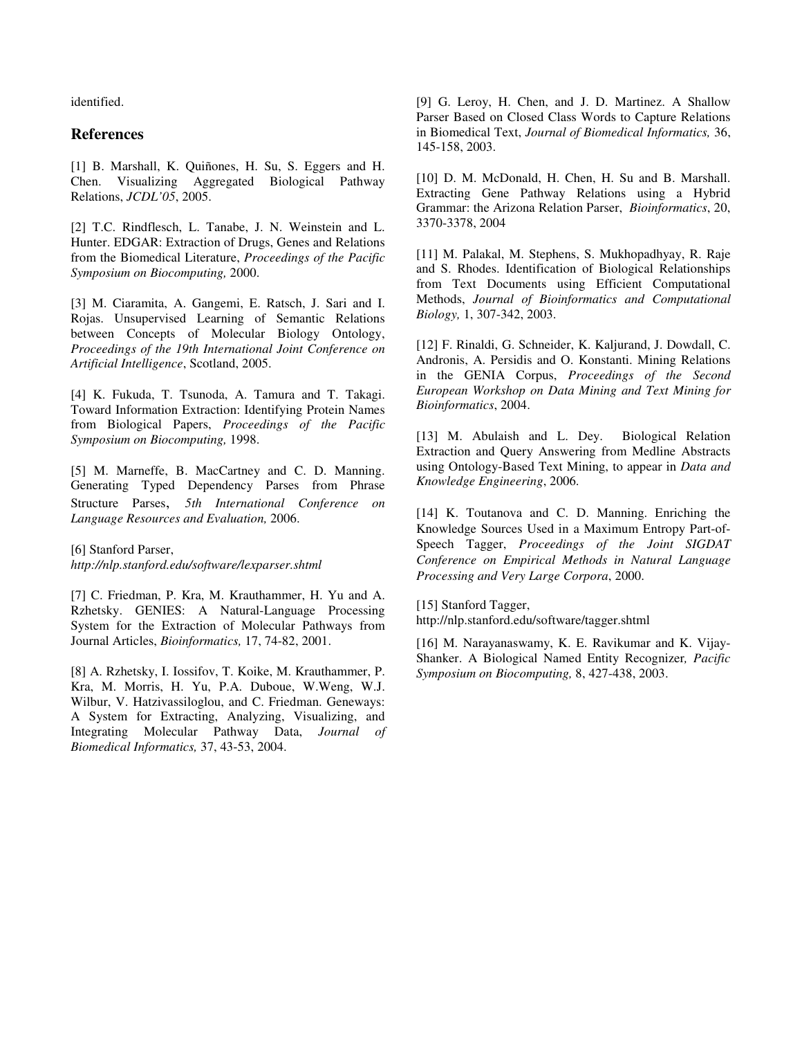identified.

## References

[1] B. Marshall, K. Quiñones, H. Su, S. Eggers and H. Chen. Visualizing Aggregated Biological Pathway Relations, *JCDL'05*, 2005.

[2] T.C. Rindflesch, L. Tanabe, J. N. Weinstein and L. Hunter. EDGAR: Extraction of Drugs, Genes and Relations from the Biomedical Literature, *Proceedings of the Pacific Symposium on Biocomputing,* 2000.

[3] M. Ciaramita, A. Gangemi, E. Ratsch, J. Sari and I. Rojas. Unsupervised Learning of Semantic Relations between Concepts of Molecular Biology Ontology, *Proceedings of the 19th International Joint Conference on Artificial Intelligence*, Scotland, 2005.

[4] K. Fukuda, T. Tsunoda, A. Tamura and T. Takagi. Toward Information Extraction: Identifying Protein Names from Biological Papers, *Proceedings of the Pacific Symposium on Biocomputing,* 1998.

[5] M. Marneffe, B. MacCartney and C. D. Manning. Generating Typed Dependency Parses from Phrase Structure Parses, *5th International Conference on Language Resources and Evaluation,* 2006.

[6] Stanford Parser, *http://nlp.stanford.edu/software/lexparser.shtml*

[7] C. Friedman, P. Kra, M. Krauthammer, H. Yu and A. Rzhetsky. GENIES: A Natural-Language Processing System for the Extraction of Molecular Pathways from Journal Articles, *Bioinformatics,* 17, 74-82, 2001.

[8] A. Rzhetsky, I. Iossifov, T. Koike, M. Krauthammer, P. Kra, M. Morris, H. Yu, P.A. Duboue, W.Weng, W.J. Wilbur, V. Hatzivassiloglou, and C. Friedman. Geneways: A System for Extracting, Analyzing, Visualizing, and Integrating Molecular Pathway Data, *Journal of Biomedical Informatics,* 37, 43-53, 2004.

[9] G. Leroy, H. Chen, and J. D. Martinez. A Shallow Parser Based on Closed Class Words to Capture Relations in Biomedical Text, *Journal of Biomedical Informatics,* 36, 145-158, 2003.

[10] D. M. McDonald, H. Chen, H. Su and B. Marshall. Extracting Gene Pathway Relations using a Hybrid Grammar: the Arizona Relation Parser, *Bioinformatics*, 20, 3370-3378, 2004

[11] M. Palakal, M. Stephens, S. Mukhopadhyay, R. Raje and S. Rhodes. Identification of Biological Relationships from Text Documents using Efficient Computational Methods, *Journal of Bioinformatics and Computational Biology,* 1, 307-342, 2003.

[12] F. Rinaldi, G. Schneider, K. Kaljurand, J. Dowdall, C. Andronis, A. Persidis and O. Konstanti. Mining Relations in the GENIA Corpus, *Proceedings of the Second European Workshop on Data Mining and Text Mining for Bioinformatics*, 2004.

[13] M. Abulaish and L. Dey. Biological Relation Extraction and Query Answering from Medline Abstracts using Ontology-Based Text Mining, to appear in *Data and Knowledge Engineering*, 2006.

[14] K. Toutanova and C. D. Manning. Enriching the Knowledge Sources Used in a Maximum Entropy Part-of-Speech Tagger, *Proceedings of the Joint SIGDAT Conference on Empirical Methods in Natural Language Processing and Very Large Corpora*, 2000.

[15] Stanford Tagger, http://nlp.stanford.edu/software/tagger.shtml

[16] M. Narayanaswamy, K. E. Ravikumar and K. Vijay-Shanker. A Biological Named Entity Recognizer*, Pacific Symposium on Biocomputing,* 8, 427-438, 2003.